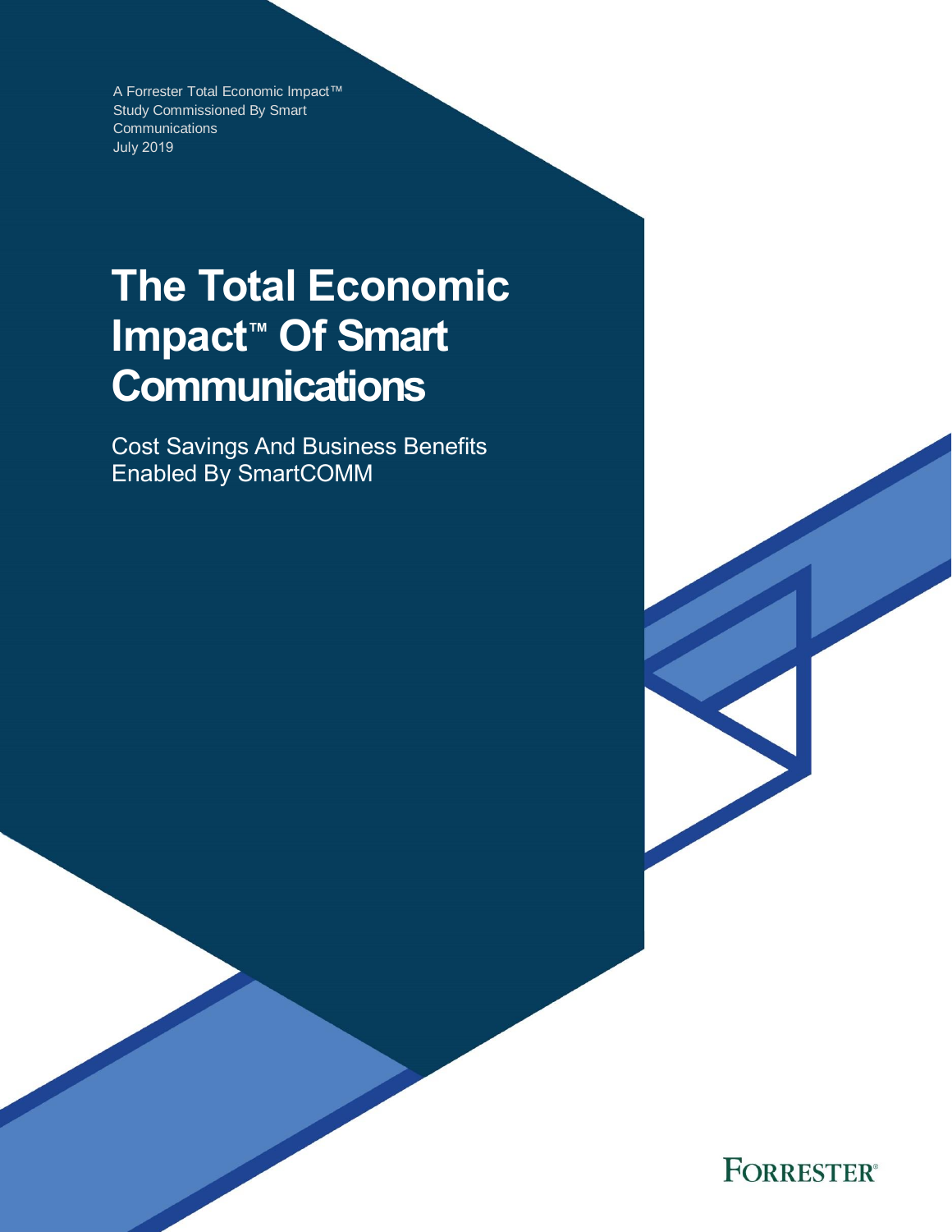A Forrester Total Economic Impact™ Study Commissioned By Smart Communications
July 2019

# The Total Economic Impact™ Of Smart Communications

Cost Savings And Business Benefits Enabled By SmartCOMM

FORRESTER®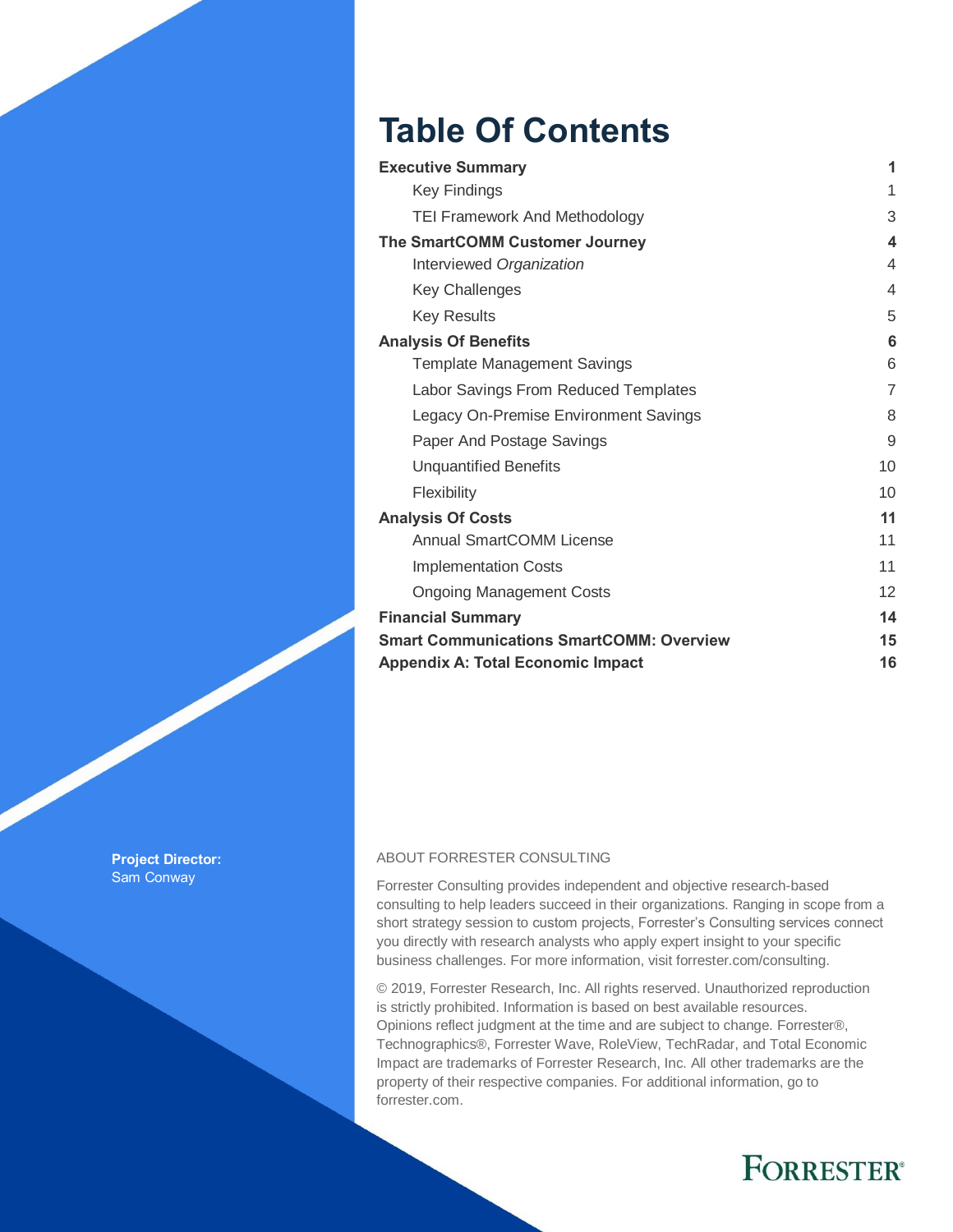# Table Of Contents

| | |
|---|---|
| **Executive Summary** | **1** |
| Key Findings | 1 |
| TEI Framework And Methodology | 3 |
| **The SmartCOMM Customer Journey** | **4** |
| Interviewed *Organization* | 4 |
| Key Challenges | 4 |
| Key Results | 5 |
| **Analysis Of Benefits** | **6** |
| Template Management Savings | 6 |
| Labor Savings From Reduced Templates | 7 |
| Legacy On-Premise Environment Savings | 8 |
| Paper And Postage Savings | 9 |
| Unquantified Benefits | 10 |
| Flexibility | 10 |
| **Analysis Of Costs** | **11** |
| Annual SmartCOMM License | 11 |
| Implementation Costs | 11 |
| Ongoing Management Costs | 12 |
| **Financial Summary** | **14** |
| **Smart Communications SmartCOMM: Overview** | **15** |
| **Appendix A: Total Economic Impact** | **16** |

**Project Director:**
Sam Conway

ABOUT FORRESTER CONSULTING

Forrester Consulting provides independent and objective research-based consulting to help leaders succeed in their organizations. Ranging in scope from a short strategy session to custom projects, Forrester's Consulting services connect you directly with research analysts who apply expert insight to your specific business challenges. For more information, visit forrester.com/consulting.

© 2019, Forrester Research, Inc. All rights reserved. Unauthorized reproduction is strictly prohibited. Information is based on best available resources. Opinions reflect judgment at the time and are subject to change. Forrester®, Technographics®, Forrester Wave, RoleView, TechRadar, and Total Economic Impact are trademarks of Forrester Research, Inc. All other trademarks are the property of their respective companies. For additional information, go to forrester.com.

FORRESTER®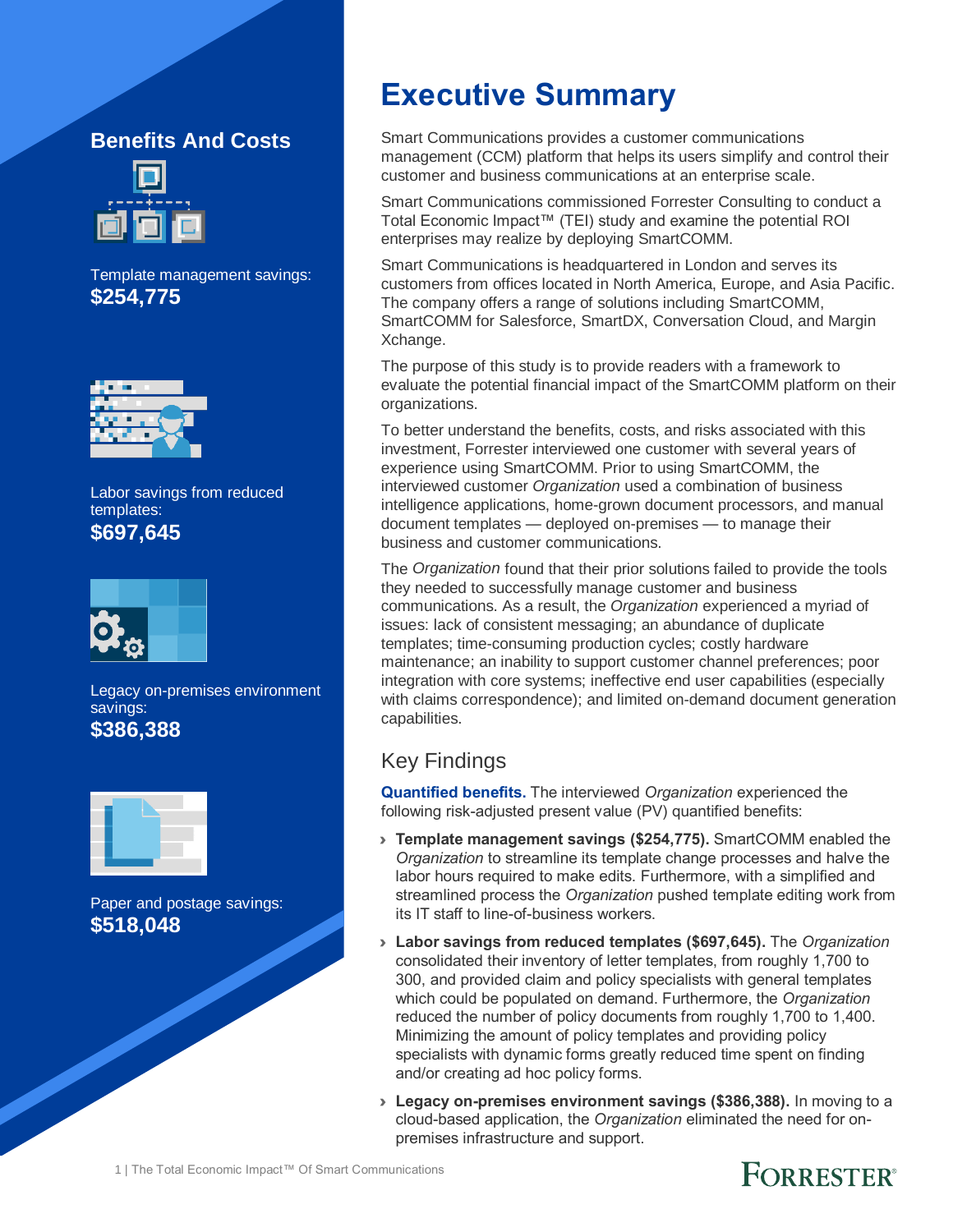## Benefits And Costs

Template management savings:
**$254,775**

Labor savings from reduced templates:
**$697,645**

Legacy on-premises environment savings:
**$386,388**

Paper and postage savings:
**$518,048**

# Executive Summary

Smart Communications provides a customer communications management (CCM) platform that helps its users simplify and control their customer and business communications at an enterprise scale.

Smart Communications commissioned Forrester Consulting to conduct a Total Economic Impact™ (TEI) study and examine the potential ROI enterprises may realize by deploying SmartCOMM.

Smart Communications is headquartered in London and serves its customers from offices located in North America, Europe, and Asia Pacific. The company offers a range of solutions including SmartCOMM, SmartCOMM for Salesforce, SmartDX, Conversation Cloud, and Margin Xchange.

The purpose of this study is to provide readers with a framework to evaluate the potential financial impact of the SmartCOMM platform on their organizations.

To better understand the benefits, costs, and risks associated with this investment, Forrester interviewed one customer with several years of experience using SmartCOMM. Prior to using SmartCOMM, the interviewed customer *Organization* used a combination of business intelligence applications, home-grown document processors, and manual document templates — deployed on-premises — to manage their business and customer communications.

The *Organization* found that their prior solutions failed to provide the tools they needed to successfully manage customer and business communications. As a result, the *Organization* experienced a myriad of issues: lack of consistent messaging; an abundance of duplicate templates; time-consuming production cycles; costly hardware maintenance; an inability to support customer channel preferences; poor integration with core systems; ineffective end user capabilities (especially with claims correspondence); and limited on-demand document generation capabilities.

## Key Findings

**Quantified benefits.** The interviewed *Organization* experienced the following risk-adjusted present value (PV) quantified benefits:

- **Template management savings ($254,775).** SmartCOMM enabled the *Organization* to streamline its template change processes and halve the labor hours required to make edits. Furthermore, with a simplified and streamlined process the *Organization* pushed template editing work from its IT staff to line-of-business workers.
- **Labor savings from reduced templates ($697,645).** The *Organization* consolidated their inventory of letter templates, from roughly 1,700 to 300, and provided claim and policy specialists with general templates which could be populated on demand. Furthermore, the *Organization* reduced the number of policy documents from roughly 1,700 to 1,400. Minimizing the amount of policy templates and providing policy specialists with dynamic forms greatly reduced time spent on finding and/or creating ad hoc policy forms.
- **Legacy on-premises environment savings ($386,388).** In moving to a cloud-based application, the *Organization* eliminated the need for on-premises infrastructure and support.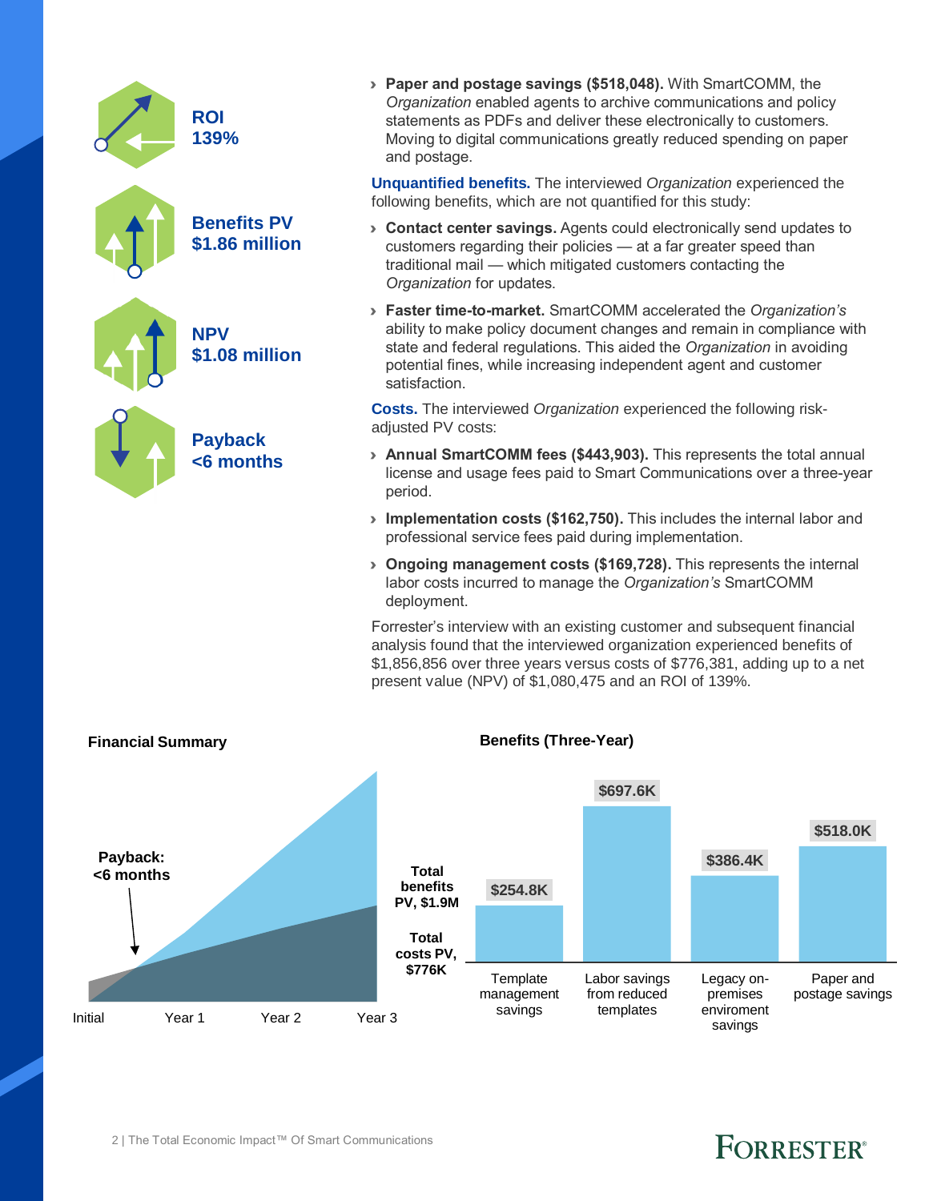**ROI**
**139%**

**Benefits PV**
**$1.86 million**

**NPV**
**$1.08 million**

**Payback**
**<6 months**

- **Paper and postage savings ($518,048).** With SmartCOMM, the *Organization* enabled agents to archive communications and policy statements as PDFs and deliver these electronically to customers. Moving to digital communications greatly reduced spending on paper and postage.

**Unquantified benefits.** The interviewed *Organization* experienced the following benefits, which are not quantified for this study:

- **Contact center savings.** Agents could electronically send updates to customers regarding their policies — at a far greater speed than traditional mail — which mitigated customers contacting the *Organization* for updates.
- **Faster time-to-market.** SmartCOMM accelerated the *Organization's* ability to make policy document changes and remain in compliance with state and federal regulations. This aided the *Organization* in avoiding potential fines, while increasing independent agent and customer satisfaction.

**Costs.** The interviewed *Organization* experienced the following risk-adjusted PV costs:

- **Annual SmartCOMM fees ($443,903).** This represents the total annual license and usage fees paid to Smart Communications over a three-year period.
- **Implementation costs ($162,750).** This includes the internal labor and professional service fees paid during implementation.
- **Ongoing management costs ($169,728).** This represents the internal labor costs incurred to manage the *Organization's* SmartCOMM deployment.

Forrester's interview with an existing customer and subsequent financial analysis found that the interviewed organization experienced benefits of $1,856,856 over three years versus costs of $776,381, adding up to a net present value (NPV) of $1,080,475 and an ROI of 139%.

**Financial Summary**

Payback: <6 months

Total benefits PV, $1.9M

Total costs PV, $776K

Initial | Year 1 | Year 2 | Year 3

**Benefits (Three-Year)**

| Benefit | Value |
|---|---|
| Template management savings | $254.8K |
| Labor savings from reduced templates | $697.6K |
| Legacy on-premises enviroment savings | $386.4K |
| Paper and postage savings | $518.0K |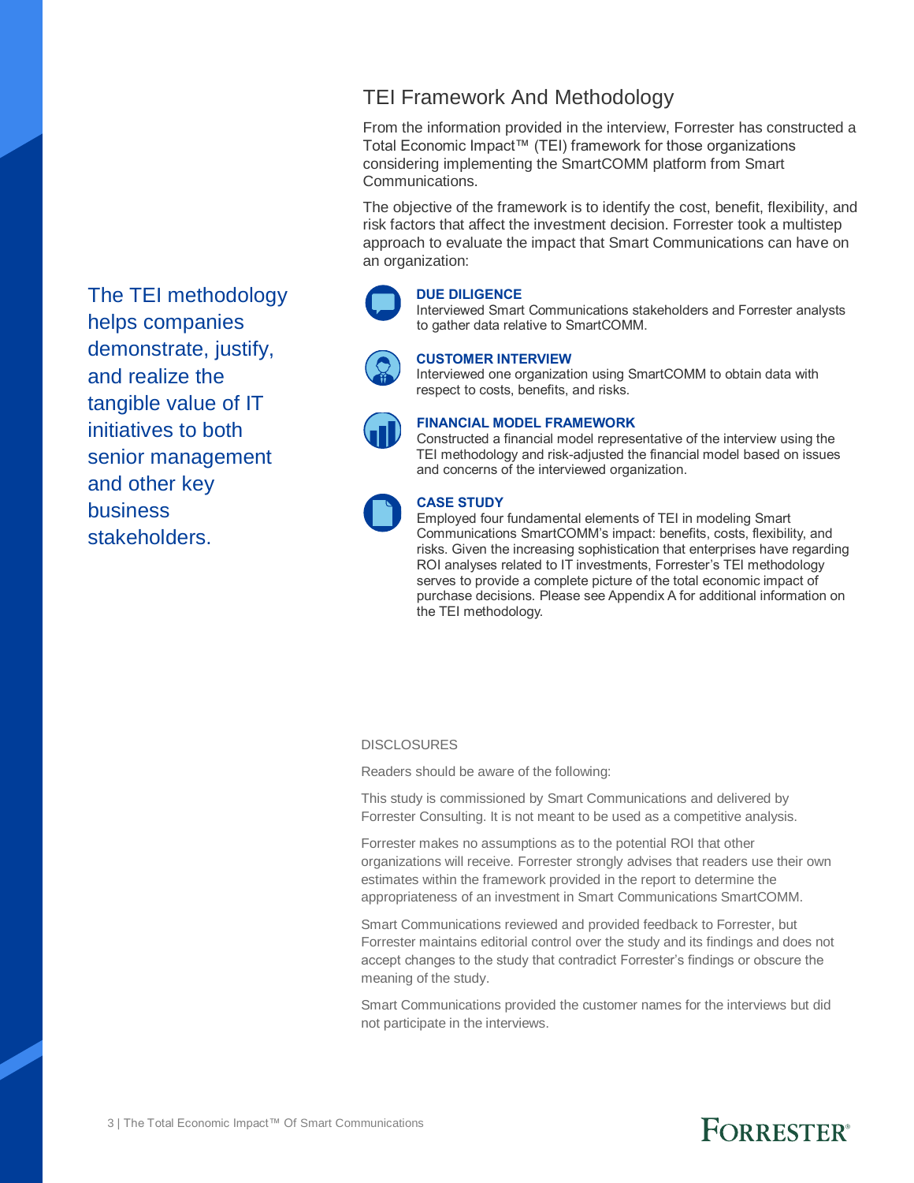## TEI Framework And Methodology

From the information provided in the interview, Forrester has constructed a Total Economic Impact™ (TEI) framework for those organizations considering implementing the SmartCOMM platform from Smart Communications.

The objective of the framework is to identify the cost, benefit, flexibility, and risk factors that affect the investment decision. Forrester took a multistep approach to evaluate the impact that Smart Communications can have on an organization:

The TEI methodology helps companies demonstrate, justify, and realize the tangible value of IT initiatives to both senior management and other key business stakeholders.

**DUE DILIGENCE**
Interviewed Smart Communications stakeholders and Forrester analysts to gather data relative to SmartCOMM.

**CUSTOMER INTERVIEW**
Interviewed one organization using SmartCOMM to obtain data with respect to costs, benefits, and risks.

**FINANCIAL MODEL FRAMEWORK**
Constructed a financial model representative of the interview using the TEI methodology and risk-adjusted the financial model based on issues and concerns of the interviewed organization.

**CASE STUDY**
Employed four fundamental elements of TEI in modeling Smart Communications SmartCOMM's impact: benefits, costs, flexibility, and risks. Given the increasing sophistication that enterprises have regarding ROI analyses related to IT investments, Forrester's TEI methodology serves to provide a complete picture of the total economic impact of purchase decisions. Please see Appendix A for additional information on the TEI methodology.

DISCLOSURES

Readers should be aware of the following:

This study is commissioned by Smart Communications and delivered by Forrester Consulting. It is not meant to be used as a competitive analysis.

Forrester makes no assumptions as to the potential ROI that other organizations will receive. Forrester strongly advises that readers use their own estimates within the framework provided in the report to determine the appropriateness of an investment in Smart Communications SmartCOMM.

Smart Communications reviewed and provided feedback to Forrester, but Forrester maintains editorial control over the study and its findings and does not accept changes to the study that contradict Forrester's findings or obscure the meaning of the study.

Smart Communications provided the customer names for the interviews but did not participate in the interviews.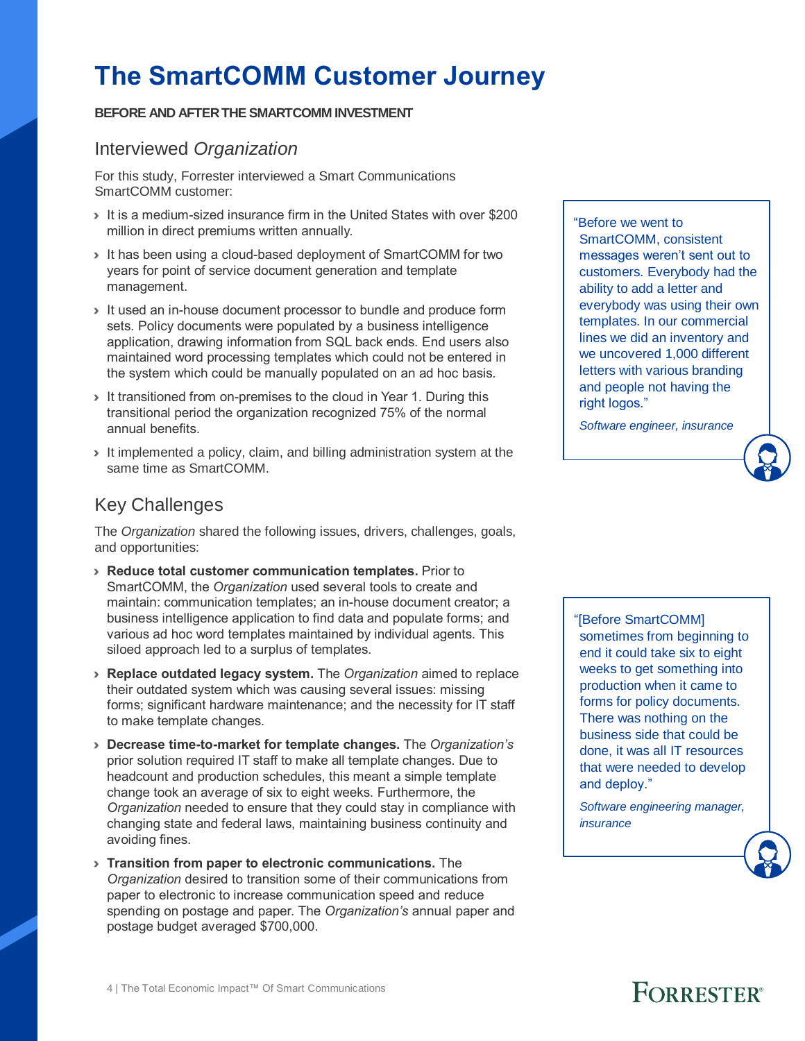# The SmartCOMM Customer Journey

**BEFORE AND AFTER THE SMARTCOMM INVESTMENT**

## Interviewed *Organization*

For this study, Forrester interviewed a Smart Communications SmartCOMM customer:

- It is a medium-sized insurance firm in the United States with over $200 million in direct premiums written annually.
- It has been using a cloud-based deployment of SmartCOMM for two years for point of service document generation and template management.
- It used an in-house document processor to bundle and produce form sets. Policy documents were populated by a business intelligence application, drawing information from SQL back ends. End users also maintained word processing templates which could not be entered in the system which could be manually populated on an ad hoc basis.
- It transitioned from on-premises to the cloud in Year 1. During this transitional period the organization recognized 75% of the normal annual benefits.
- It implemented a policy, claim, and billing administration system at the same time as SmartCOMM.

> "Before we went to SmartCOMM, consistent messages weren't sent out to customers. Everybody had the ability to add a letter and everybody was using their own templates. In our commercial lines we did an inventory and we uncovered 1,000 different letters with various branding and people not having the right logos."
>
> *Software engineer, insurance*

## Key Challenges

The *Organization* shared the following issues, drivers, challenges, goals, and opportunities:

- **Reduce total customer communication templates.** Prior to SmartCOMM, the *Organization* used several tools to create and maintain: communication templates; an in-house document creator; a business intelligence application to find data and populate forms; and various ad hoc word templates maintained by individual agents. This siloed approach led to a surplus of templates.
- **Replace outdated legacy system.** The *Organization* aimed to replace their outdated system which was causing several issues: missing forms; significant hardware maintenance; and the necessity for IT staff to make template changes.
- **Decrease time-to-market for template changes.** The *Organization's* prior solution required IT staff to make all template changes. Due to headcount and production schedules, this meant a simple template change took an average of six to eight weeks. Furthermore, the *Organization* needed to ensure that they could stay in compliance with changing state and federal laws, maintaining business continuity and avoiding fines.
- **Transition from paper to electronic communications.** The *Organization* desired to transition some of their communications from paper to electronic to increase communication speed and reduce spending on postage and paper. The *Organization's* annual paper and postage budget averaged $700,000.

> "[Before SmartCOMM] sometimes from beginning to end it could take six to eight weeks to get something into production when it came to forms for policy documents. There was nothing on the business side that could be done, it was all IT resources that were needed to develop and deploy."
>
> *Software engineering manager, insurance*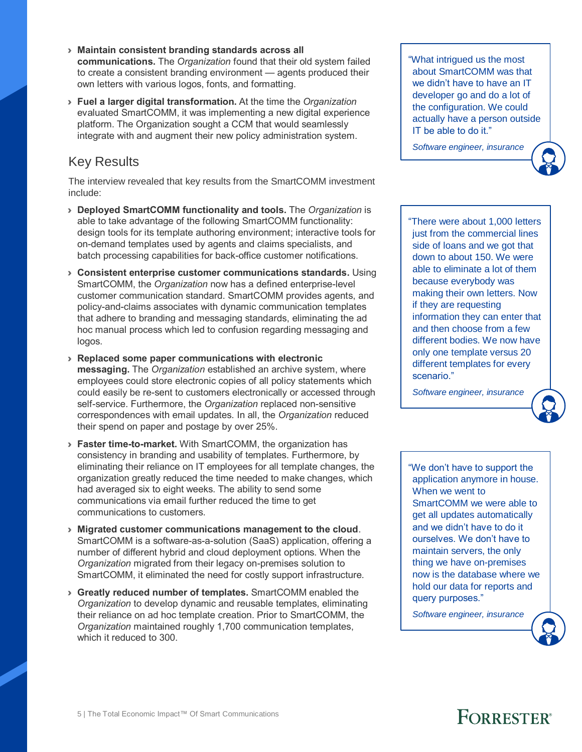- **Maintain consistent branding standards across all communications.** The *Organization* found that their old system failed to create a consistent branding environment — agents produced their own letters with various logos, fonts, and formatting.
- **Fuel a larger digital transformation.** At the time the *Organization* evaluated SmartCOMM, it was implementing a new digital experience platform. The Organization sought a CCM that would seamlessly integrate with and augment their new policy administration system.

## Key Results

The interview revealed that key results from the SmartCOMM investment include:

- **Deployed SmartCOMM functionality and tools.** The *Organization* is able to take advantage of the following SmartCOMM functionality: design tools for its template authoring environment; interactive tools for on-demand templates used by agents and claims specialists, and batch processing capabilities for back-office customer notifications.
- **Consistent enterprise customer communications standards.** Using SmartCOMM, the *Organization* now has a defined enterprise-level customer communication standard. SmartCOMM provides agents, and policy-and-claims associates with dynamic communication templates that adhere to branding and messaging standards, eliminating the ad hoc manual process which led to confusion regarding messaging and logos.
- **Replaced some paper communications with electronic messaging.** The *Organization* established an archive system, where employees could store electronic copies of all policy statements which could easily be re-sent to customers electronically or accessed through self-service. Furthermore, the *Organization* replaced non-sensitive correspondences with email updates. In all, the *Organization* reduced their spend on paper and postage by over 25%.
- **Faster time-to-market.** With SmartCOMM, the organization has consistency in branding and usability of templates. Furthermore, by eliminating their reliance on IT employees for all template changes, the organization greatly reduced the time needed to make changes, which had averaged six to eight weeks. The ability to send some communications via email further reduced the time to get communications to customers.
- **Migrated customer communications management to the cloud**. SmartCOMM is a software-as-a-solution (SaaS) application, offering a number of different hybrid and cloud deployment options. When the *Organization* migrated from their legacy on-premises solution to SmartCOMM, it eliminated the need for costly support infrastructure.
- **Greatly reduced number of templates.** SmartCOMM enabled the *Organization* to develop dynamic and reusable templates, eliminating their reliance on ad hoc template creation. Prior to SmartCOMM, the *Organization* maintained roughly 1,700 communication templates, which it reduced to 300.

> "What intrigued us the most about SmartCOMM was that we didn't have to have an IT developer go and do a lot of the configuration. We could actually have a person outside IT be able to do it."
>
> *Software engineer, insurance*

> "There were about 1,000 letters just from the commercial lines side of loans and we got that down to about 150. We were able to eliminate a lot of them because everybody was making their own letters. Now if they are requesting information they can enter that and then choose from a few different bodies. We now have only one template versus 20 different templates for every scenario."
>
> *Software engineer, insurance*

> "We don't have to support the application anymore in house. When we went to SmartCOMM we were able to get all updates automatically and we didn't have to do it ourselves. We don't have to maintain servers, the only thing we have on-premises now is the database where we hold our data for reports and query purposes."
>
> *Software engineer, insurance*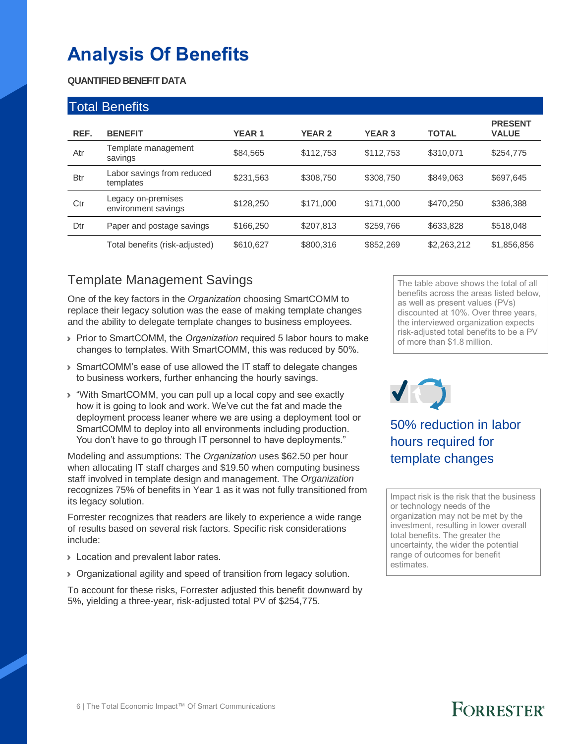# Analysis Of Benefits

**QUANTIFIED BENEFIT DATA**

**Total Benefits**

| REF. | BENEFIT | YEAR 1 | YEAR 2 | YEAR 3 | TOTAL | PRESENT VALUE |
|---|---|---|---|---|---|---|
| Atr | Template management savings | $84,565 | $112,753 | $112,753 | $310,071 | $254,775 |
| Btr | Labor savings from reduced templates | $231,563 | $308,750 | $308,750 | $849,063 | $697,645 |
| Ctr | Legacy on-premises environment savings | $128,250 | $171,000 | $171,000 | $470,250 | $386,388 |
| Dtr | Paper and postage savings | $166,250 | $207,813 | $259,766 | $633,828 | $518,048 |
| | Total benefits (risk-adjusted) | $610,627 | $800,316 | $852,269 | $2,263,212 | $1,856,856 |

The table above shows the total of all benefits across the areas listed below, as well as present values (PVs) discounted at 10%. Over three years, the interviewed organization expects risk-adjusted total benefits to be a PV of more than $1.8 million.

## Template Management Savings

One of the key factors in the *Organization* choosing SmartCOMM to replace their legacy solution was the ease of making template changes and the ability to delegate template changes to business employees.

- Prior to SmartCOMM, the *Organization* required 5 labor hours to make changes to templates. With SmartCOMM, this was reduced by 50%.
- SmartCOMM's ease of use allowed the IT staff to delegate changes to business workers, further enhancing the hourly savings.
- "With SmartCOMM, you can pull up a local copy and see exactly how it is going to look and work. We've cut the fat and made the deployment process leaner where we are using a deployment tool or SmartCOMM to deploy into all environments including production. You don't have to go through IT personnel to have deployments."

50% reduction in labor hours required for template changes

Modeling and assumptions: The *Organization* uses $62.50 per hour when allocating IT staff charges and $19.50 when computing business staff involved in template design and management. The *Organization* recognizes 75% of benefits in Year 1 as it was not fully transitioned from its legacy solution.

Forrester recognizes that readers are likely to experience a wide range of results based on several risk factors. Specific risk considerations include:

- Location and prevalent labor rates.
- Organizational agility and speed of transition from legacy solution.

To account for these risks, Forrester adjusted this benefit downward by 5%, yielding a three-year, risk-adjusted total PV of $254,775.

Impact risk is the risk that the business or technology needs of the organization may not be met by the investment, resulting in lower overall total benefits. The greater the uncertainty, the wider the potential range of outcomes for benefit estimates.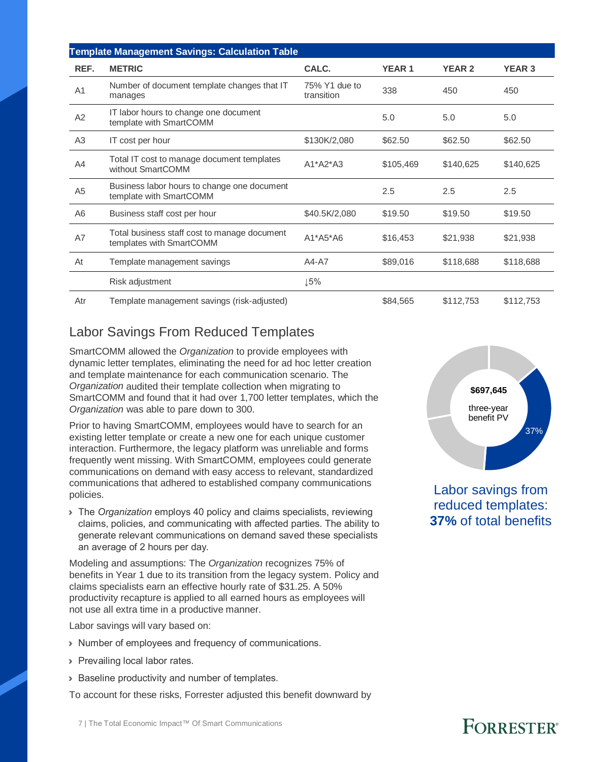**Template Management Savings: Calculation Table**

| REF. | METRIC | CALC. | YEAR 1 | YEAR 2 | YEAR 3 |
|---|---|---|---|---|---|
| A1 | Number of document template changes that IT manages | 75% Y1 due to transition | 338 | 450 | 450 |
| A2 | IT labor hours to change one document template with SmartCOMM | | 5.0 | 5.0 | 5.0 |
| A3 | IT cost per hour | $130K/2,080 | $62.50 | $62.50 | $62.50 |
| A4 | Total IT cost to manage document templates without SmartCOMM | A1*A2*A3 | $105,469 | $140,625 | $140,625 |
| A5 | Business labor hours to change one document template with SmartCOMM | | 2.5 | 2.5 | 2.5 |
| A6 | Business staff cost per hour | $40.5K/2,080 | $19.50 | $19.50 | $19.50 |
| A7 | Total business staff cost to manage document templates with SmartCOMM | A1*A5*A6 | $16,453 | $21,938 | $21,938 |
| At | Template management savings | A4-A7 | $89,016 | $118,688 | $118,688 |
| | Risk adjustment | ↓5% | | | |
| Atr | Template management savings (risk-adjusted) | | $84,565 | $112,753 | $112,753 |

## Labor Savings From Reduced Templates

SmartCOMM allowed the *Organization* to provide employees with dynamic letter templates, eliminating the need for ad hoc letter creation and template maintenance for each communication scenario. The *Organization* audited their template collection when migrating to SmartCOMM and found that it had over 1,700 letter templates, which the *Organization* was able to pare down to 300.

Prior to having SmartCOMM, employees would have to search for an existing letter template or create a new one for each unique customer interaction. Furthermore, the legacy platform was unreliable and forms frequently went missing. With SmartCOMM, employees could generate communications on demand with easy access to relevant, standardized communications that adhered to established company communications policies.

- The *Organization* employs 40 policy and claims specialists, reviewing claims, policies, and communicating with affected parties. The ability to generate relevant communications on demand saved these specialists an average of 2 hours per day.

Modeling and assumptions: The *Organization* recognizes 75% of benefits in Year 1 due to its transition from the legacy system. Policy and claims specialists earn an effective hourly rate of $31.25. A 50% productivity recapture is applied to all earned hours as employees will not use all extra time in a productive manner.

Labor savings will vary based on:

- Number of employees and frequency of communications.
- Prevailing local labor rates.
- Baseline productivity and number of templates.

To account for these risks, Forrester adjusted this benefit downward by

$697,645 three-year benefit PV

37%

Labor savings from reduced templates: **37%** of total benefits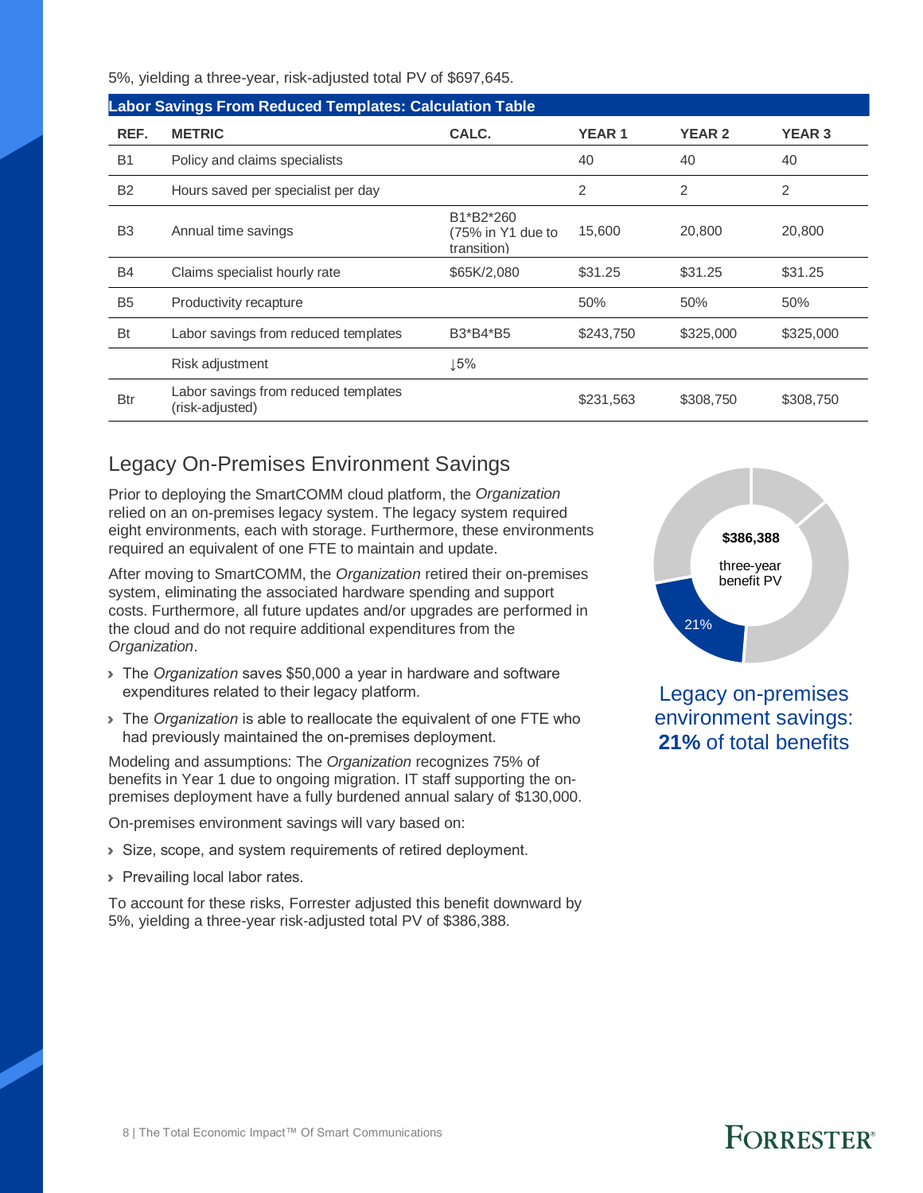5%, yielding a three-year, risk-adjusted total PV of $697,645.

**Labor Savings From Reduced Templates: Calculation Table**

| REF. | METRIC | CALC. | YEAR 1 | YEAR 2 | YEAR 3 |
|---|---|---|---|---|---|
| B1 | Policy and claims specialists | | 40 | 40 | 40 |
| B2 | Hours saved per specialist per day | | 2 | 2 | 2 |
| B3 | Annual time savings | B1*B2*260 (75% in Y1 due to transition) | 15,600 | 20,800 | 20,800 |
| B4 | Claims specialist hourly rate | $65K/2,080 | $31.25 | $31.25 | $31.25 |
| B5 | Productivity recapture | | 50% | 50% | 50% |
| Bt | Labor savings from reduced templates | B3*B4*B5 | $243,750 | $325,000 | $325,000 |
| | Risk adjustment | ↓5% | | | |
| Btr | Labor savings from reduced templates (risk-adjusted) | | $231,563 | $308,750 | $308,750 |

## Legacy On-Premises Environment Savings

Prior to deploying the SmartCOMM cloud platform, the *Organization* relied on an on-premises legacy system. The legacy system required eight environments, each with storage. Furthermore, these environments required an equivalent of one FTE to maintain and update.

After moving to SmartCOMM, the *Organization* retired their on-premises system, eliminating the associated hardware spending and support costs. Furthermore, all future updates and/or upgrades are performed in the cloud and do not require additional expenditures from the *Organization*.

- The *Organization* saves $50,000 a year in hardware and software expenditures related to their legacy platform.
- The *Organization* is able to reallocate the equivalent of one FTE who had previously maintained the on-premises deployment.

Modeling and assumptions: The *Organization* recognizes 75% of benefits in Year 1 due to ongoing migration. IT staff supporting the on-premises deployment have a fully burdened annual salary of $130,000.

On-premises environment savings will vary based on:

- Size, scope, and system requirements of retired deployment.
- Prevailing local labor rates.

To account for these risks, Forrester adjusted this benefit downward by 5%, yielding a three-year risk-adjusted total PV of $386,388.

**$386,388** three-year benefit PV

21%

Legacy on-premises environment savings: **21%** of total benefits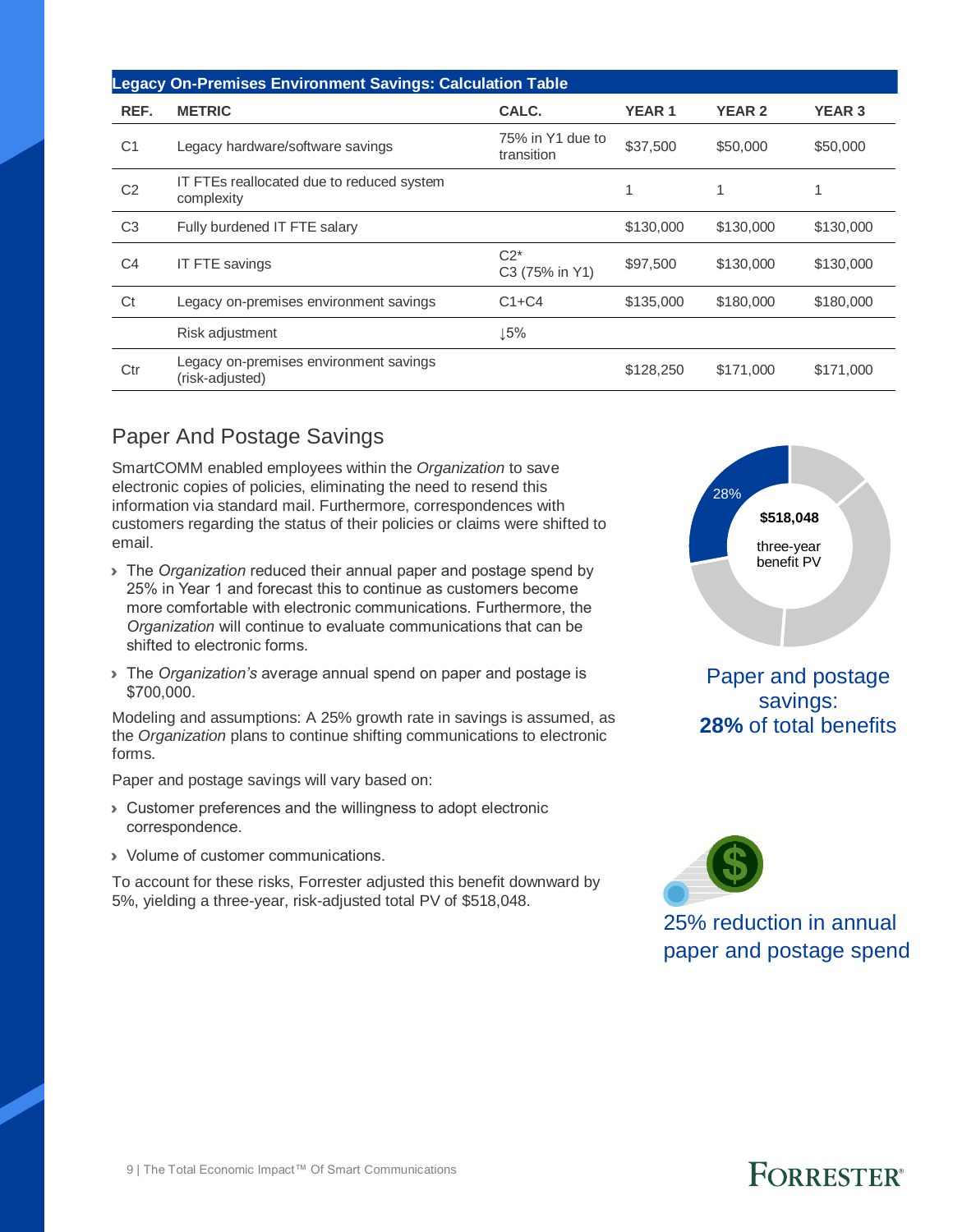| Legacy On-Premises Environment Savings: Calculation Table | | | | | |
|---|---|---|---|---|---|
| **REF.** | **METRIC** | **CALC.** | **YEAR 1** | **YEAR 2** | **YEAR 3** |
| C1 | Legacy hardware/software savings | 75% in Y1 due to transition | $37,500 | $50,000 | $50,000 |
| C2 | IT FTEs reallocated due to reduced system complexity | | 1 | 1 | 1 |
| C3 | Fully burdened IT FTE salary | | $130,000 | $130,000 | $130,000 |
| C4 | IT FTE savings | C2* C3 (75% in Y1) | $97,500 | $130,000 | $130,000 |
| Ct | Legacy on-premises environment savings | C1+C4 | $135,000 | $180,000 | $180,000 |
| | Risk adjustment | ↓5% | | | |
| Ctr | Legacy on-premises environment savings (risk-adjusted) | | $128,250 | $171,000 | $171,000 |

## Paper And Postage Savings

SmartCOMM enabled employees within the *Organization* to save electronic copies of policies, eliminating the need to resend this information via standard mail. Furthermore, correspondences with customers regarding the status of their policies or claims were shifted to email.

- The *Organization* reduced their annual paper and postage spend by 25% in Year 1 and forecast this to continue as customers become more comfortable with electronic communications. Furthermore, the *Organization* will continue to evaluate communications that can be shifted to electronic forms.
- The *Organization's* average annual spend on paper and postage is $700,000.

Modeling and assumptions: A 25% growth rate in savings is assumed, as the *Organization* plans to continue shifting communications to electronic forms.

Paper and postage savings will vary based on:

- Customer preferences and the willingness to adopt electronic correspondence.
- Volume of customer communications.

To account for these risks, Forrester adjusted this benefit downward by 5%, yielding a three-year, risk-adjusted total PV of $518,048.

28%

**$518,048**

three-year benefit PV

Paper and postage savings: **28%** of total benefits

25% reduction in annual paper and postage spend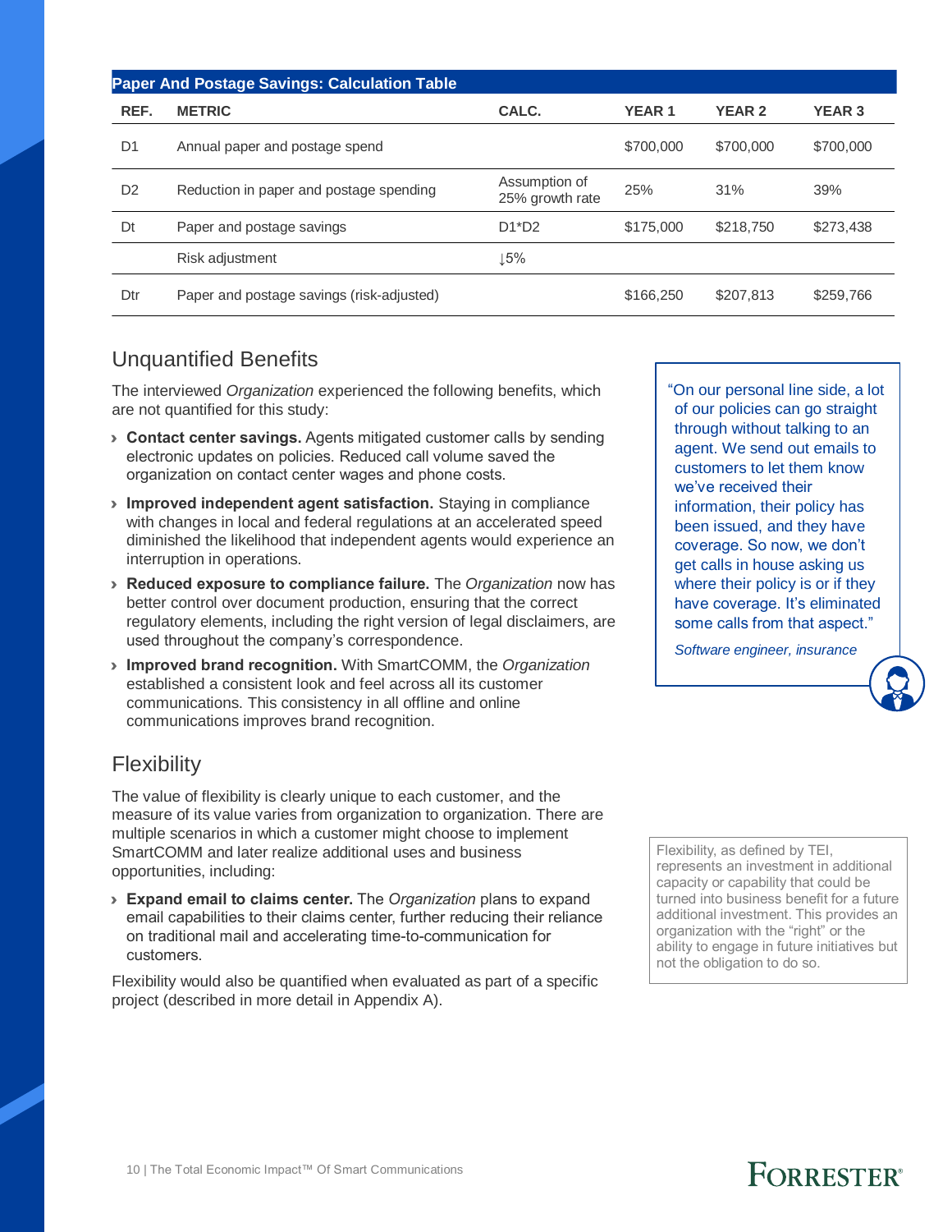| Paper And Postage Savings: Calculation Table | | | | | |
|---|---|---|---|---|---|
| REF. | METRIC | CALC. | YEAR 1 | YEAR 2 | YEAR 3 |
| D1 | Annual paper and postage spend | | $700,000 | $700,000 | $700,000 |
| D2 | Reduction in paper and postage spending | Assumption of 25% growth rate | 25% | 31% | 39% |
| Dt | Paper and postage savings | D1*D2 | $175,000 | $218,750 | $273,438 |
| | Risk adjustment | ↓5% | | | |
| Dtr | Paper and postage savings (risk-adjusted) | | $166,250 | $207,813 | $259,766 |

## Unquantified Benefits

The interviewed *Organization* experienced the following benefits, which are not quantified for this study:

- **Contact center savings.** Agents mitigated customer calls by sending electronic updates on policies. Reduced call volume saved the organization on contact center wages and phone costs.
- **Improved independent agent satisfaction.** Staying in compliance with changes in local and federal regulations at an accelerated speed diminished the likelihood that independent agents would experience an interruption in operations.
- **Reduced exposure to compliance failure.** The *Organization* now has better control over document production, ensuring that the correct regulatory elements, including the right version of legal disclaimers, are used throughout the company's correspondence.
- **Improved brand recognition.** With SmartCOMM, the *Organization* established a consistent look and feel across all its customer communications. This consistency in all offline and online communications improves brand recognition.

> "On our personal line side, a lot of our policies can go straight through without talking to an agent. We send out emails to customers to let them know we've received their information, their policy has been issued, and they have coverage. So now, we don't get calls in house asking us where their policy is or if they have coverage. It's eliminated some calls from that aspect."
>
> *Software engineer, insurance*

## Flexibility

The value of flexibility is clearly unique to each customer, and the measure of its value varies from organization to organization. There are multiple scenarios in which a customer might choose to implement SmartCOMM and later realize additional uses and business opportunities, including:

- **Expand email to claims center.** The *Organization* plans to expand email capabilities to their claims center, further reducing their reliance on traditional mail and accelerating time-to-communication for customers.

Flexibility would also be quantified when evaluated as part of a specific project (described in more detail in Appendix A).

Flexibility, as defined by TEI, represents an investment in additional capacity or capability that could be turned into business benefit for a future additional investment. This provides an organization with the "right" or the ability to engage in future initiatives but not the obligation to do so.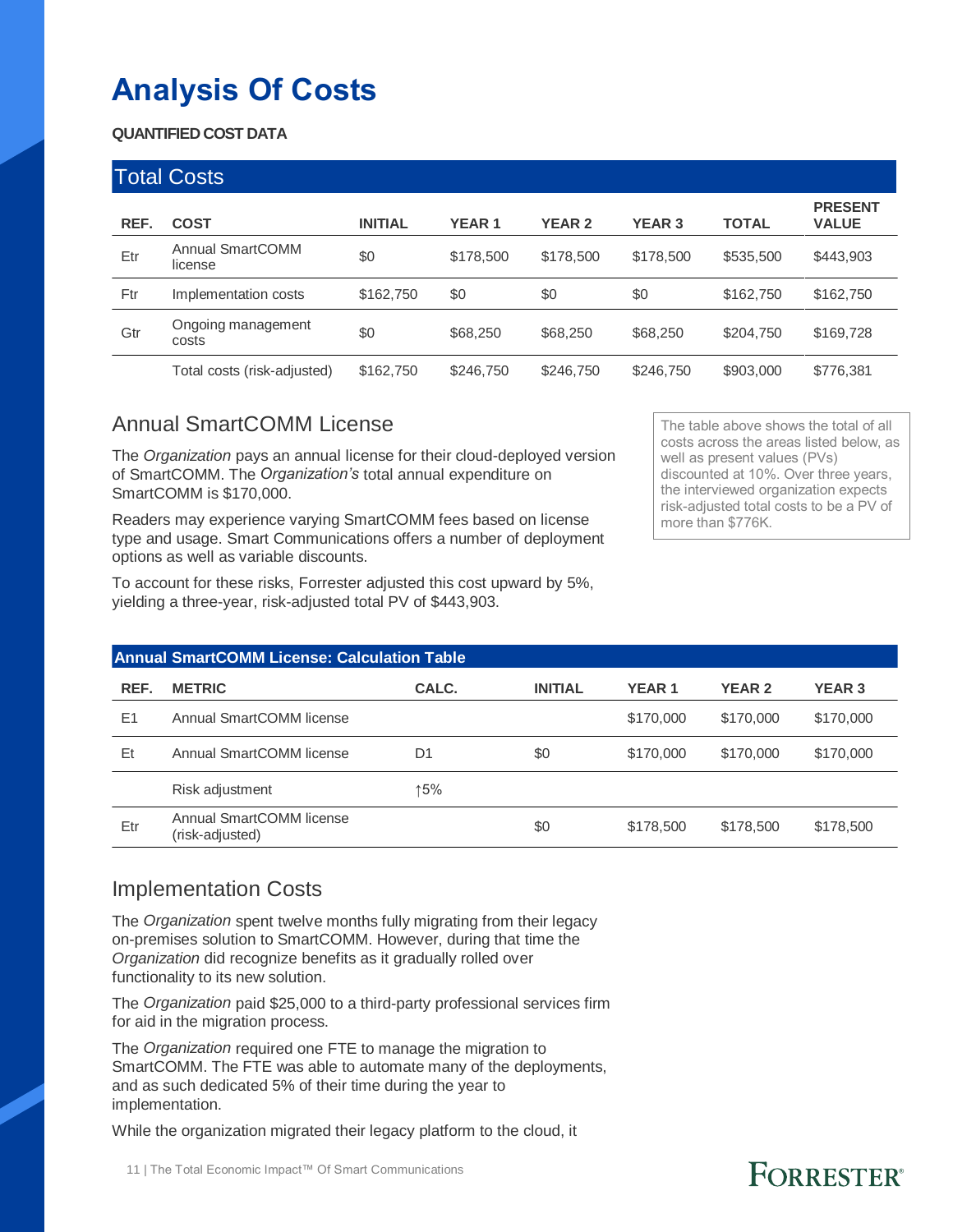# Analysis Of Costs

**QUANTIFIED COST DATA**

| Total Costs | | | | | | | |
|---|---|---|---|---|---|---|---|
| **REF.** | **COST** | **INITIAL** | **YEAR 1** | **YEAR 2** | **YEAR 3** | **TOTAL** | **PRESENT VALUE** |
| Etr | Annual SmartCOMM license | $0 | $178,500 | $178,500 | $178,500 | $535,500 | $443,903 |
| Ftr | Implementation costs | $162,750 | $0 | $0 | $0 | $162,750 | $162,750 |
| Gtr | Ongoing management costs | $0 | $68,250 | $68,250 | $68,250 | $204,750 | $169,728 |
| | Total costs (risk-adjusted) | $162,750 | $246,750 | $246,750 | $246,750 | $903,000 | $776,381 |

The table above shows the total of all costs across the areas listed below, as well as present values (PVs) discounted at 10%. Over three years, the interviewed organization expects risk-adjusted total costs to be a PV of more than $776K.

## Annual SmartCOMM License

The *Organization* pays an annual license for their cloud-deployed version of SmartCOMM. The *Organization's* total annual expenditure on SmartCOMM is $170,000.

Readers may experience varying SmartCOMM fees based on license type and usage. Smart Communications offers a number of deployment options as well as variable discounts.

To account for these risks, Forrester adjusted this cost upward by 5%, yielding a three-year, risk-adjusted total PV of $443,903.

| Annual SmartCOMM License: Calculation Table | | | | | | |
|---|---|---|---|---|---|---|
| **REF.** | **METRIC** | **CALC.** | **INITIAL** | **YEAR 1** | **YEAR 2** | **YEAR 3** |
| E1 | Annual SmartCOMM license | | | $170,000 | $170,000 | $170,000 |
| Et | Annual SmartCOMM license | D1 | $0 | $170,000 | $170,000 | $170,000 |
| | Risk adjustment | ↑5% | | | | |
| Etr | Annual SmartCOMM license (risk-adjusted) | | $0 | $178,500 | $178,500 | $178,500 |

## Implementation Costs

The *Organization* spent twelve months fully migrating from their legacy on-premises solution to SmartCOMM. However, during that time the *Organization* did recognize benefits as it gradually rolled over functionality to its new solution.

The *Organization* paid $25,000 to a third-party professional services firm for aid in the migration process.

The *Organization* required one FTE to manage the migration to SmartCOMM. The FTE was able to automate many of the deployments, and as such dedicated 5% of their time during the year to implementation.

While the organization migrated their legacy platform to the cloud, it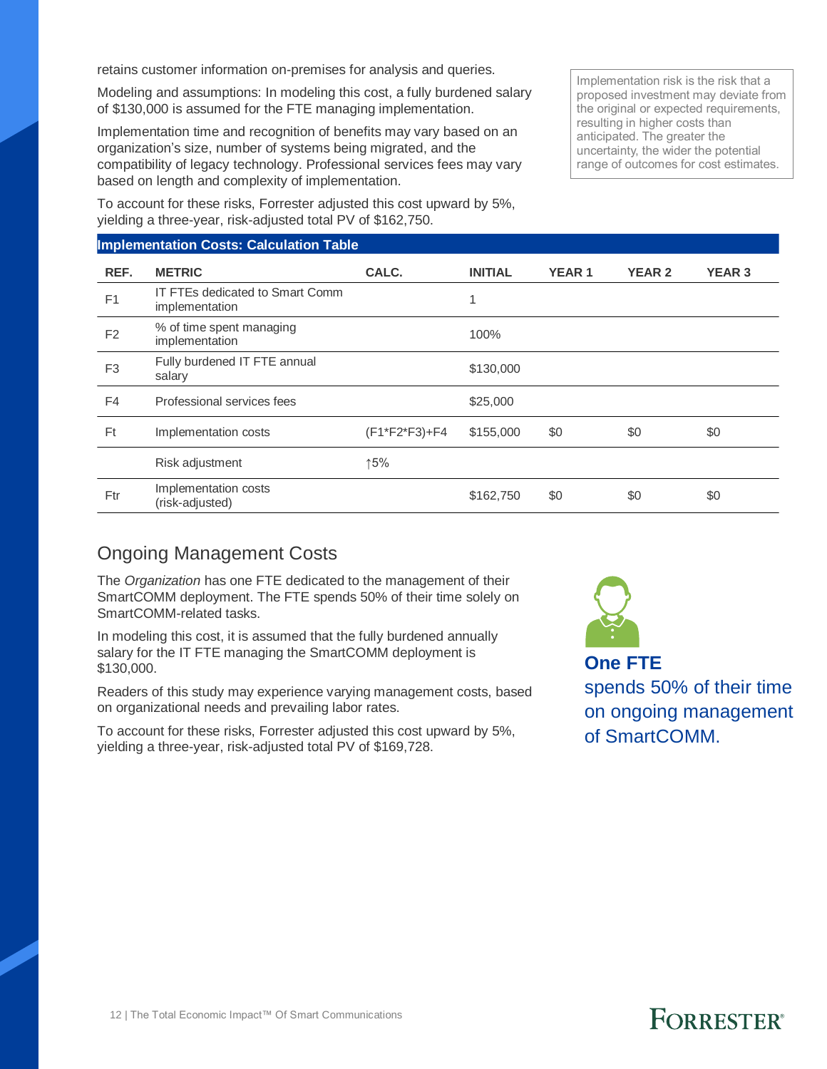retains customer information on-premises for analysis and queries.

Modeling and assumptions: In modeling this cost, a fully burdened salary of $130,000 is assumed for the FTE managing implementation.

Implementation time and recognition of benefits may vary based on an organization's size, number of systems being migrated, and the compatibility of legacy technology. Professional services fees may vary based on length and complexity of implementation.

To account for these risks, Forrester adjusted this cost upward by 5%, yielding a three-year, risk-adjusted total PV of $162,750.

Implementation risk is the risk that a proposed investment may deviate from the original or expected requirements, resulting in higher costs than anticipated. The greater the uncertainty, the wider the potential range of outcomes for cost estimates.

**Implementation Costs: Calculation Table**

| REF. | METRIC | CALC. | INITIAL | YEAR 1 | YEAR 2 | YEAR 3 |
|---|---|---|---|---|---|---|
| F1 | IT FTEs dedicated to Smart Comm implementation | | 1 | | | |
| F2 | % of time spent managing implementation | | 100% | | | |
| F3 | Fully burdened IT FTE annual salary | | $130,000 | | | |
| F4 | Professional services fees | | $25,000 | | | |
| Ft | Implementation costs | (F1*F2*F3)+F4 | $155,000 | $0 | $0 | $0 |
| | Risk adjustment | ↑5% | | | | |
| Ftr | Implementation costs (risk-adjusted) | | $162,750 | $0 | $0 | $0 |

## Ongoing Management Costs

The *Organization* has one FTE dedicated to the management of their SmartCOMM deployment. The FTE spends 50% of their time solely on SmartCOMM-related tasks.

In modeling this cost, it is assumed that the fully burdened annually salary for the IT FTE managing the SmartCOMM deployment is $130,000.

Readers of this study may experience varying management costs, based on organizational needs and prevailing labor rates.

To account for these risks, Forrester adjusted this cost upward by 5%, yielding a three-year, risk-adjusted total PV of $169,728.

**One FTE** spends 50% of their time on ongoing management of SmartCOMM.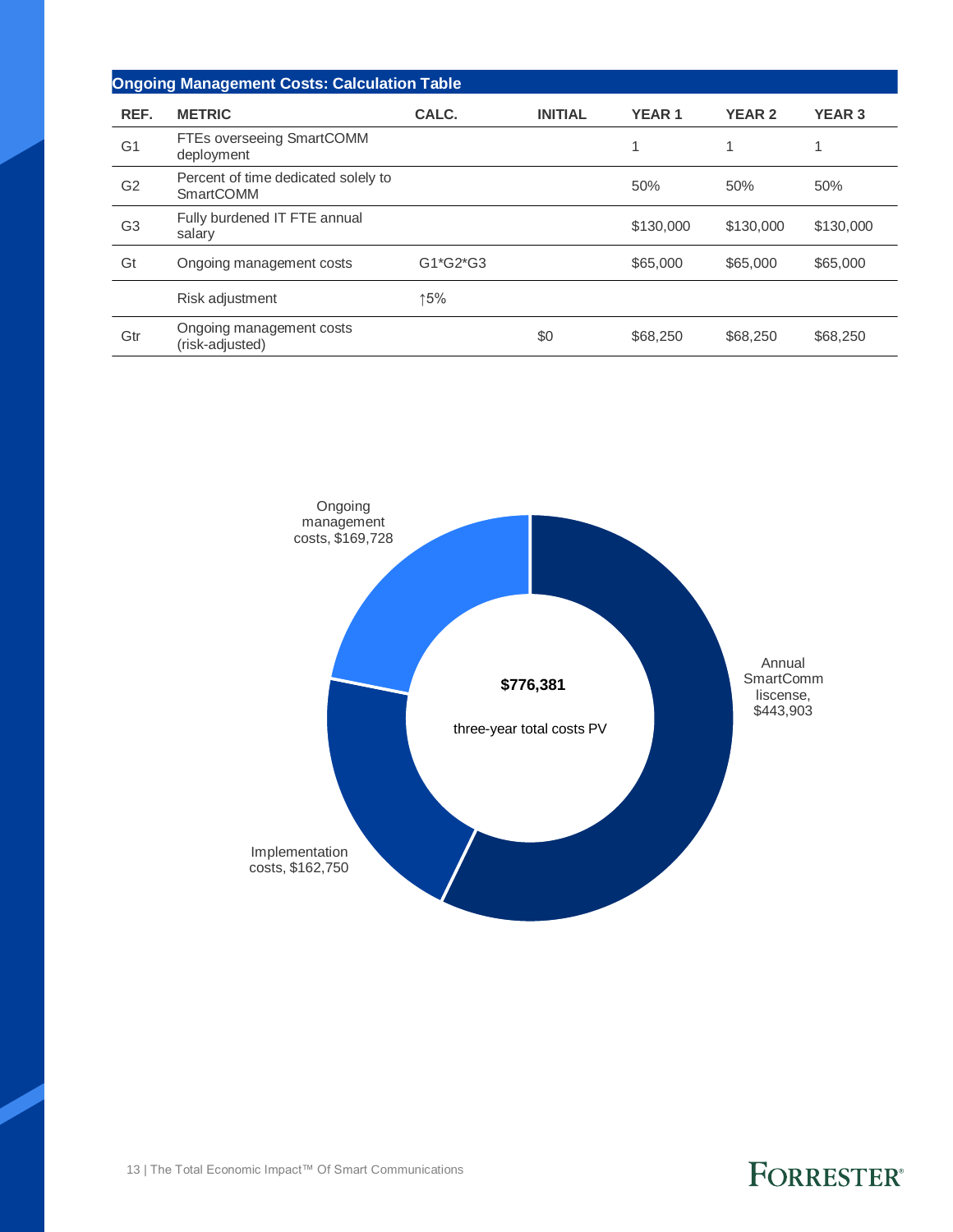| Ongoing Management Costs: Calculation Table | | | | | | |
|---|---|---|---|---|---|---|
| **REF.** | **METRIC** | **CALC.** | **INITIAL** | **YEAR 1** | **YEAR 2** | **YEAR 3** |
| G1 | FTEs overseeing SmartCOMM deployment | | | 1 | 1 | 1 |
| G2 | Percent of time dedicated solely to SmartCOMM | | | 50% | 50% | 50% |
| G3 | Fully burdened IT FTE annual salary | | | $130,000 | $130,000 | $130,000 |
| Gt | Ongoing management costs | G1*G2*G3 | | $65,000 | $65,000 | $65,000 |
| | Risk adjustment | ↑5% | | | | |
| Gtr | Ongoing management costs (risk-adjusted) | | $0 | $68,250 | $68,250 | $68,250 |

**$776,381**

three-year total costs PV

- Ongoing management costs, $169,728
- Annual SmartComm liscense, $443,903
- Implementation costs, $162,750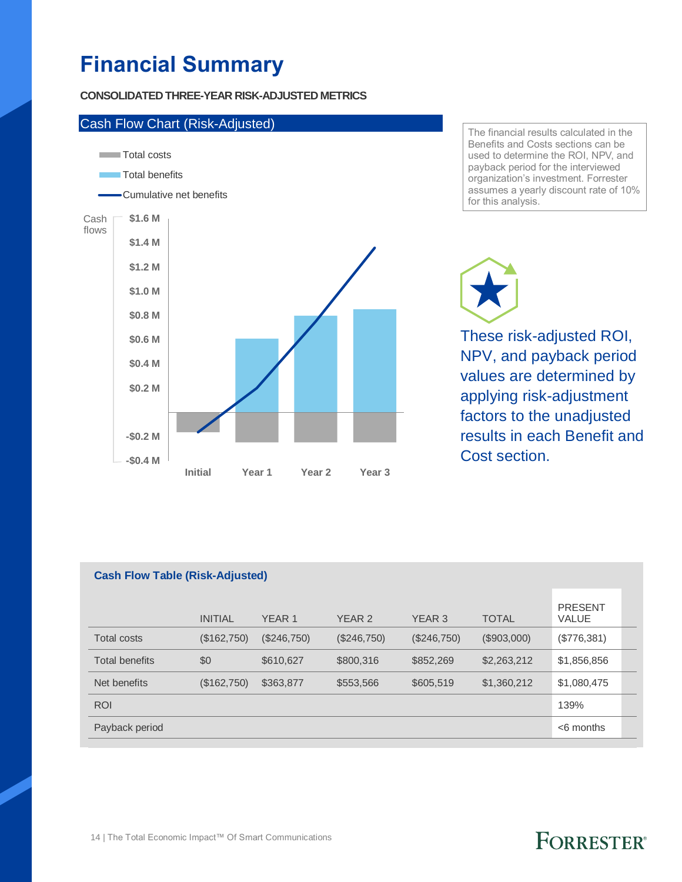# Financial Summary

**CONSOLIDATED THREE-YEAR RISK-ADJUSTED METRICS**

## Cash Flow Chart (Risk-Adjusted)

The financial results calculated in the Benefits and Costs sections can be used to determine the ROI, NPV, and payback period for the interviewed organization's investment. Forrester assumes a yearly discount rate of 10% for this analysis.

These risk-adjusted ROI, NPV, and payback period values are determined by applying risk-adjustment factors to the unadjusted results in each Benefit and Cost section.

### Cash Flow Table (Risk-Adjusted)

| | INITIAL | YEAR 1 | YEAR 2 | YEAR 3 | TOTAL | PRESENT VALUE |
|---|---|---|---|---|---|---|
| Total costs | ($162,750) | ($246,750) | ($246,750) | ($246,750) | ($903,000) | ($776,381) |
| Total benefits | $0 | $610,627 | $800,316 | $852,269 | $2,263,212 | $1,856,856 |
| Net benefits | ($162,750) | $363,877 | $553,566 | $605,519 | $1,360,212 | $1,080,475 |
| ROI | | | | | | 139% |
| Payback period | | | | | | <6 months |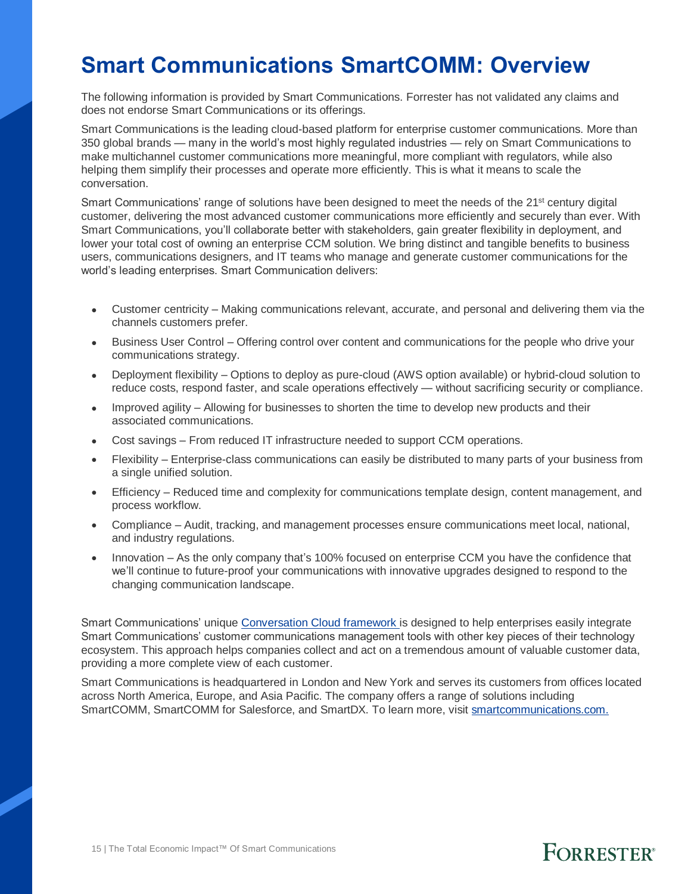# Smart Communications SmartCOMM: Overview

The following information is provided by Smart Communications. Forrester has not validated any claims and does not endorse Smart Communications or its offerings.

Smart Communications is the leading cloud-based platform for enterprise customer communications. More than 350 global brands — many in the world's most highly regulated industries — rely on Smart Communications to make multichannel customer communications more meaningful, more compliant with regulators, while also helping them simplify their processes and operate more efficiently. This is what it means to scale the conversation.

Smart Communications' range of solutions have been designed to meet the needs of the 21st century digital customer, delivering the most advanced customer communications more efficiently and securely than ever. With Smart Communications, you'll collaborate better with stakeholders, gain greater flexibility in deployment, and lower your total cost of owning an enterprise CCM solution. We bring distinct and tangible benefits to business users, communications designers, and IT teams who manage and generate customer communications for the world's leading enterprises. Smart Communication delivers:

- Customer centricity – Making communications relevant, accurate, and personal and delivering them via the channels customers prefer.
- Business User Control – Offering control over content and communications for the people who drive your communications strategy.
- Deployment flexibility – Options to deploy as pure-cloud (AWS option available) or hybrid-cloud solution to reduce costs, respond faster, and scale operations effectively — without sacrificing security or compliance.
- Improved agility – Allowing for businesses to shorten the time to develop new products and their associated communications.
- Cost savings – From reduced IT infrastructure needed to support CCM operations.
- Flexibility – Enterprise-class communications can easily be distributed to many parts of your business from a single unified solution.
- Efficiency – Reduced time and complexity for communications template design, content management, and process workflow.
- Compliance – Audit, tracking, and management processes ensure communications meet local, national, and industry regulations.
- Innovation – As the only company that's 100% focused on enterprise CCM you have the confidence that we'll continue to future-proof your communications with innovative upgrades designed to respond to the changing communication landscape.

Smart Communications' unique Conversation Cloud framework is designed to help enterprises easily integrate Smart Communications' customer communications management tools with other key pieces of their technology ecosystem. This approach helps companies collect and act on a tremendous amount of valuable customer data, providing a more complete view of each customer.

Smart Communications is headquartered in London and New York and serves its customers from offices located across North America, Europe, and Asia Pacific. The company offers a range of solutions including SmartCOMM, SmartCOMM for Salesforce, and SmartDX. To learn more, visit smartcommunications.com.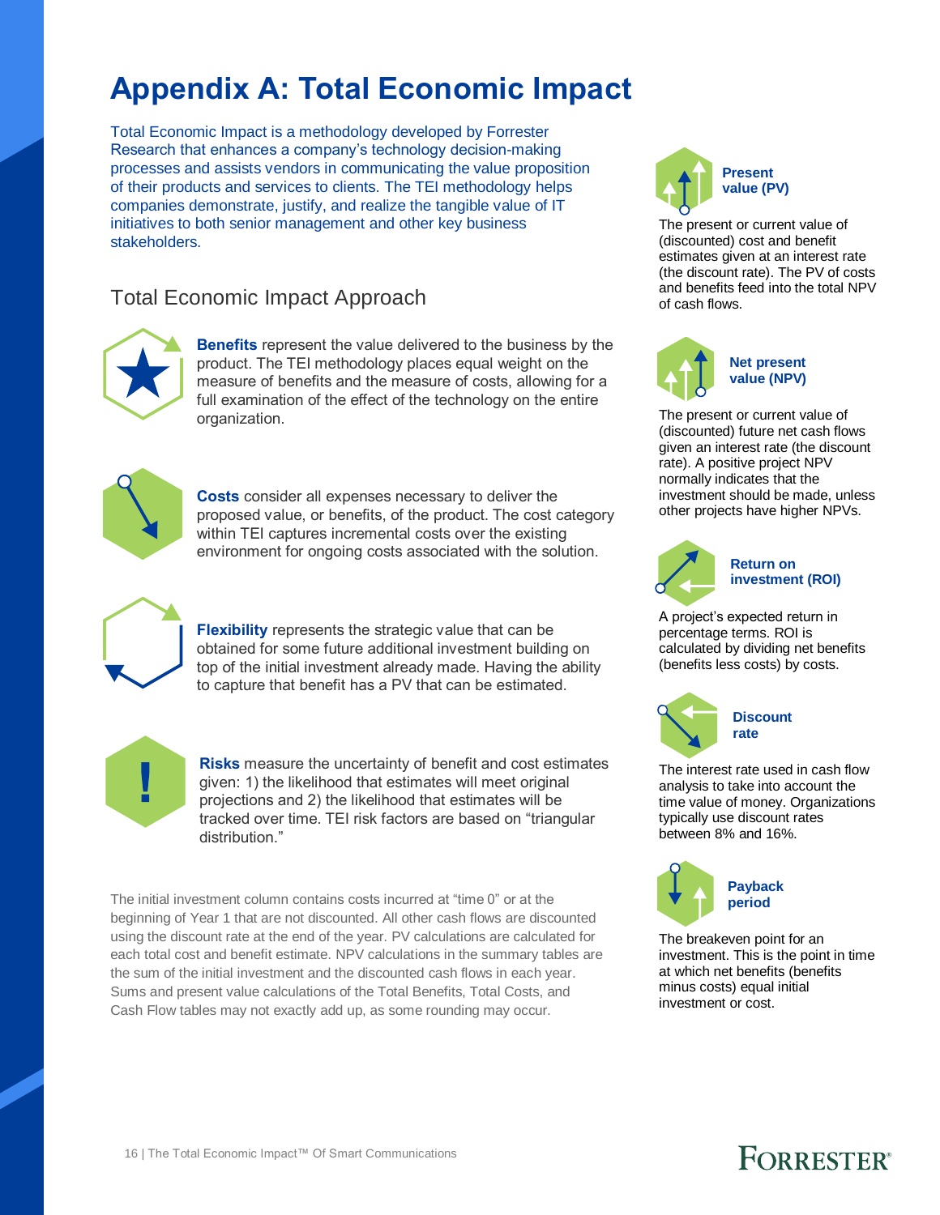# Appendix A: Total Economic Impact

Total Economic Impact is a methodology developed by Forrester Research that enhances a company's technology decision-making processes and assists vendors in communicating the value proposition of their products and services to clients. The TEI methodology helps companies demonstrate, justify, and realize the tangible value of IT initiatives to both senior management and other key business stakeholders.

## Total Economic Impact Approach

**Benefits** represent the value delivered to the business by the product. The TEI methodology places equal weight on the measure of benefits and the measure of costs, allowing for a full examination of the effect of the technology on the entire organization.

**Costs** consider all expenses necessary to deliver the proposed value, or benefits, of the product. The cost category within TEI captures incremental costs over the existing environment for ongoing costs associated with the solution.

**Flexibility** represents the strategic value that can be obtained for some future additional investment building on top of the initial investment already made. Having the ability to capture that benefit has a PV that can be estimated.

**Risks** measure the uncertainty of benefit and cost estimates given: 1) the likelihood that estimates will meet original projections and 2) the likelihood that estimates will be tracked over time. TEI risk factors are based on "triangular distribution."

The initial investment column contains costs incurred at "time 0" or at the beginning of Year 1 that are not discounted. All other cash flows are discounted using the discount rate at the end of the year. PV calculations are calculated for each total cost and benefit estimate. NPV calculations in the summary tables are the sum of the initial investment and the discounted cash flows in each year. Sums and present value calculations of the Total Benefits, Total Costs, and Cash Flow tables may not exactly add up, as some rounding may occur.

**Present value (PV)**

The present or current value of (discounted) cost and benefit estimates given at an interest rate (the discount rate). The PV of costs and benefits feed into the total NPV of cash flows.

**Net present value (NPV)**

The present or current value of (discounted) future net cash flows given an interest rate (the discount rate). A positive project NPV normally indicates that the investment should be made, unless other projects have higher NPVs.

**Return on investment (ROI)**

A project's expected return in percentage terms. ROI is calculated by dividing net benefits (benefits less costs) by costs.

**Discount rate**

The interest rate used in cash flow analysis to take into account the time value of money. Organizations typically use discount rates between 8% and 16%.

**Payback period**

The breakeven point for an investment. This is the point in time at which net benefits (benefits minus costs) equal initial investment or cost.